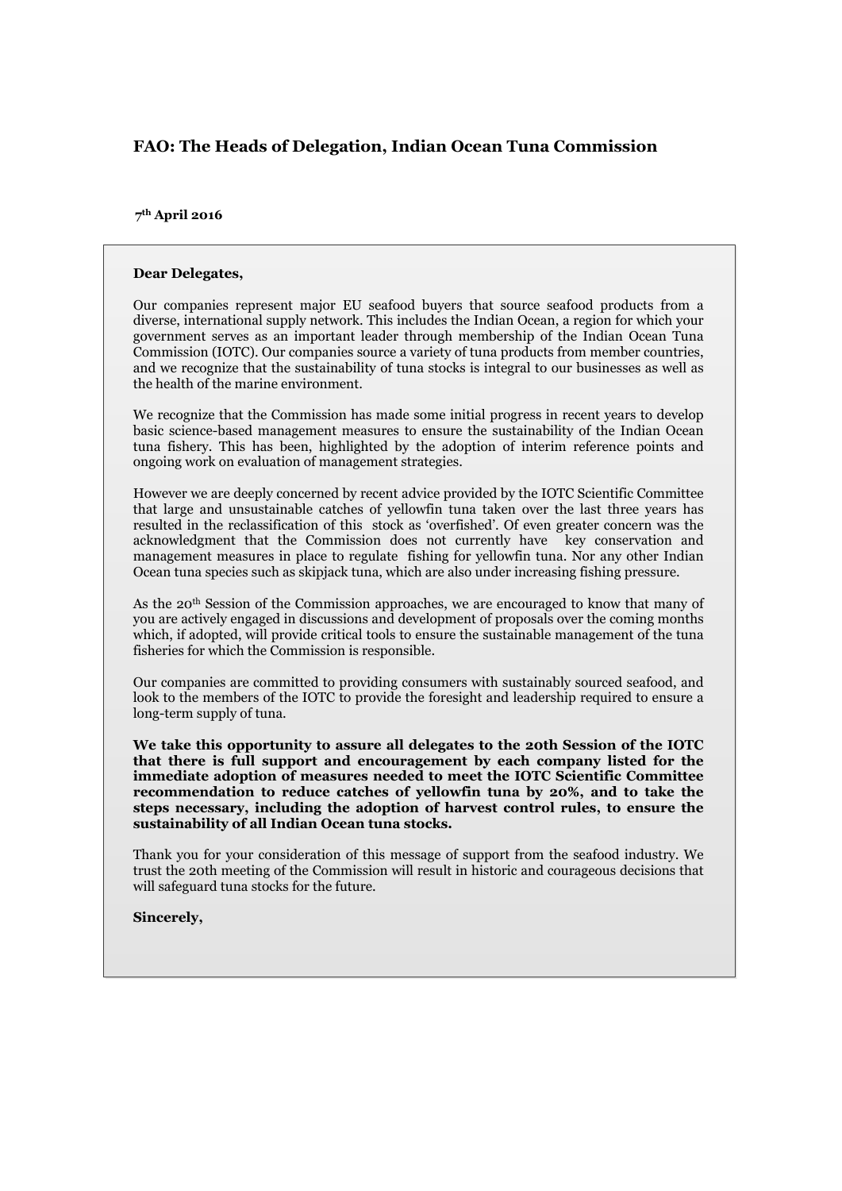## FAO: The Heads of Delegation, Indian Ocean Tuna Commission

**7th April 2016**

**Dear Delegates,**

Our companies represent major EU seafood buyers that source seafood products from a diverse, international supply network. This includes the Indian Ocean, a region for which your government serves as an important leader through membership of the Indian Ocean Tuna Commission (IOTC). Our companies source a variety of tuna products from member countries, and we recognize that the sustainability of tuna stocks is integral to our businesses as well as the health of the marine environment.

We recognize that the Commission has made some initial progress in recent years to develop basic science-based management measures to ensure the sustainability of the Indian Ocean tuna fishery. This has been, highlighted by the adoption of interim reference points and ongoing work on evaluation of management strategies.

However we are deeply concerned by recent advice provided by the IOTC Scientific Committee that large and unsustainable catches of yellowfin tuna taken over the last three years has resulted in the reclassification of this stock as 'overfished'. Of even greater concern was the acknowledgment that the Commission does not currently have key conservation and management measures in place to regulate fishing for yellowfin tuna. Nor any other Indian Ocean tuna species such as skipjack tuna, which are also under increasing fishing pressure.

As the 20th Session of the Commission approaches, we are encouraged to know that many of you are actively engaged in discussions and development of proposals over the coming months which, if adopted, will provide critical tools to ensure the sustainable management of the tuna fisheries for which the Commission is responsible.

Our companies are committed to providing consumers with sustainably sourced seafood, and look to the members of the IOTC to provide the foresight and leadership required to ensure a long-term supply of tuna.

**We take this opportunity to assure all delegates to the 20th Session of the IOTC that there is full support and encouragement by each company listed for the immediate adoption of measures needed to meet the IOTC Scientific Committee recommendation to reduce catches of yellowfin tuna by 20%, and to take the steps necessary, including the adoption of harvest control rules, to ensure the sustainability of all Indian Ocean tuna stocks.**

Thank you for your consideration of this message of support from the seafood industry. We trust the 20th meeting of the Commission will result in historic and courageous decisions that will safeguard tuna stocks for the future.

**Sincerely,**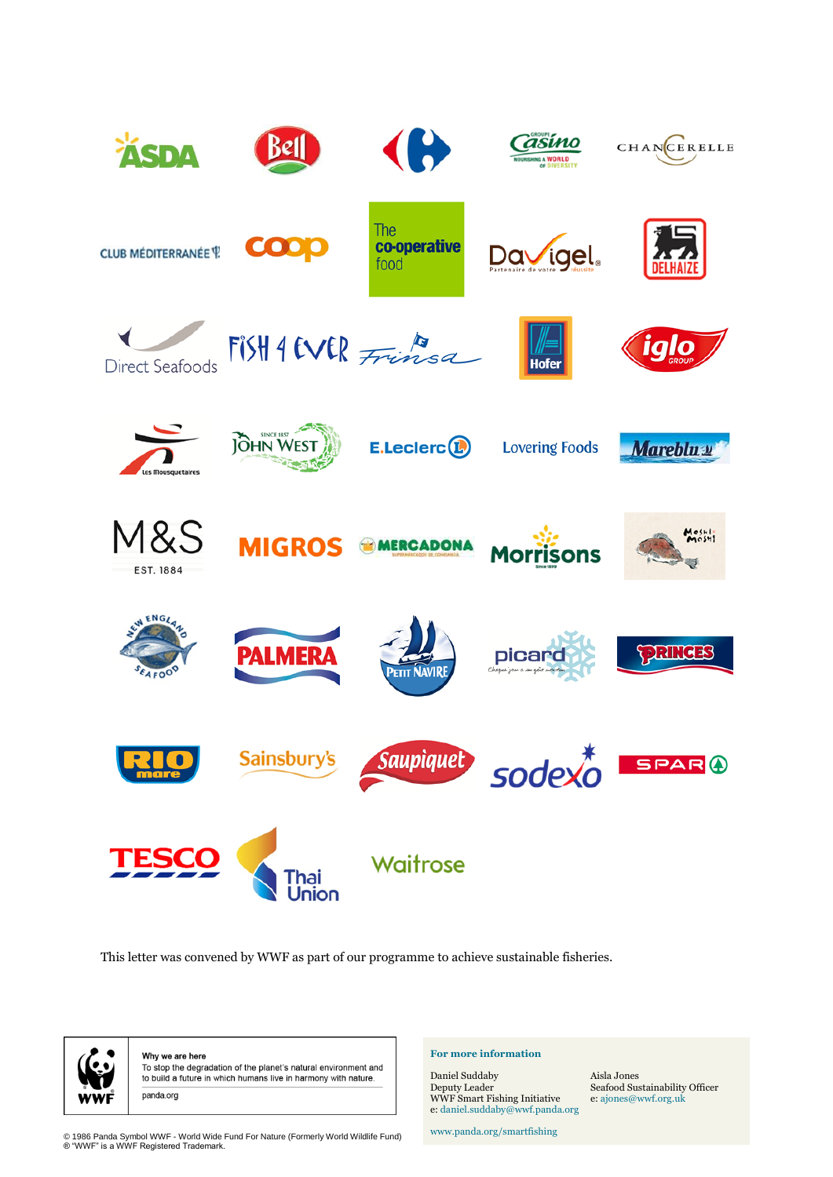ASDA

Bell

CLUB MÉDITERRANÉE

coop

The co-operative food

Davigel

DELHAIZE

Direct Seafoods

FISH 4 EVER

Frinsa

Hofer

iglo GROUP

Les Mousquetaires

JOHN WEST

E.Leclerc

Lovering Foods

Mareblu

M&S EST. 1884

MIGROS

MERCADONA

Morrisons

Moshi Moshi

New England Seafood

PALMERA

PETIT NAVIRE

picard

PRINCES

RIO mare

Sainsbury's

Saupiquet

sodexo

SPAR

TESCO

Thai Union

Waitrose

This letter was convened by WWF as part of our programme to achieve sustainable fisheries.

**Why we are here**
To stop the degradation of the planet's natural environment and to build a future in which humans live in harmony with nature.

panda.org

© 1986 Panda Symbol WWF - World Wide Fund For Nature (Formerly World Wildlife Fund)
® "WWF" is a WWF Registered Trademark.

**For more information**

Daniel Suddaby
Deputy Leader
WWF Smart Fishing Initiative
e: daniel.suddaby@wwf.panda.org

Aisla Jones
Seafood Sustainability Officer
e: ajones@wwf.org.uk

www.panda.org/smartfishing